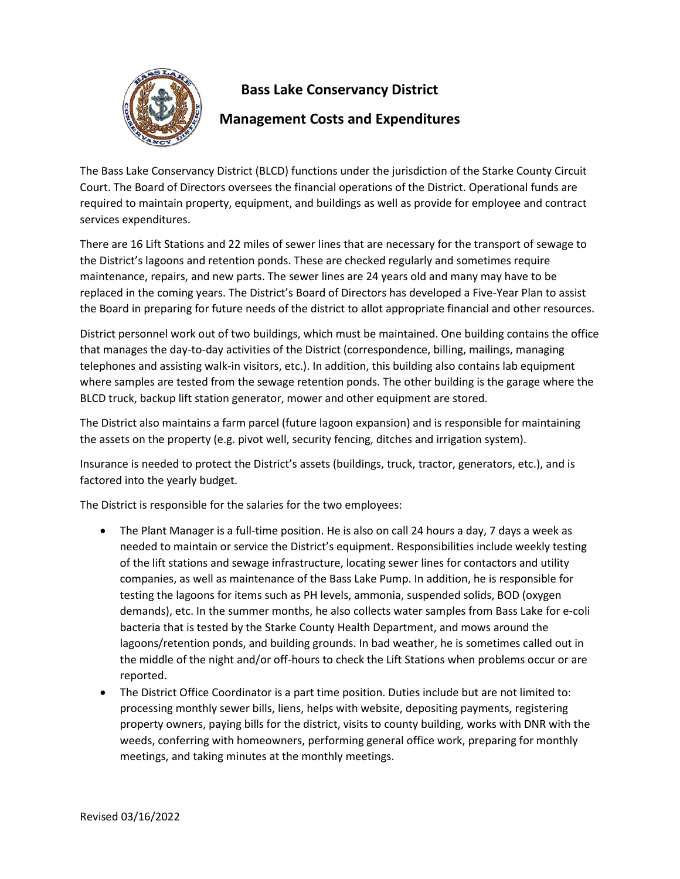# Bass Lake Conservancy District

## Management Costs and Expenditures

The Bass Lake Conservancy District (BLCD) functions under the jurisdiction of the Starke County Circuit Court. The Board of Directors oversees the financial operations of the District. Operational funds are required to maintain property, equipment, and buildings as well as provide for employee and contract services expenditures.

There are 16 Lift Stations and 22 miles of sewer lines that are necessary for the transport of sewage to the District's lagoons and retention ponds. These are checked regularly and sometimes require maintenance, repairs, and new parts. The sewer lines are 24 years old and many may have to be replaced in the coming years. The District's Board of Directors has developed a Five-Year Plan to assist the Board in preparing for future needs of the district to allot appropriate financial and other resources.

District personnel work out of two buildings, which must be maintained. One building contains the office that manages the day-to-day activities of the District (correspondence, billing, mailings, managing telephones and assisting walk-in visitors, etc.). In addition, this building also contains lab equipment where samples are tested from the sewage retention ponds. The other building is the garage where the BLCD truck, backup lift station generator, mower and other equipment are stored.

The District also maintains a farm parcel (future lagoon expansion) and is responsible for maintaining the assets on the property (e.g. pivot well, security fencing, ditches and irrigation system).

Insurance is needed to protect the District's assets (buildings, truck, tractor, generators, etc.), and is factored into the yearly budget.

The District is responsible for the salaries for the two employees:

- The Plant Manager is a full-time position. He is also on call 24 hours a day, 7 days a week as needed to maintain or service the District's equipment. Responsibilities include weekly testing of the lift stations and sewage infrastructure, locating sewer lines for contactors and utility companies, as well as maintenance of the Bass Lake Pump. In addition, he is responsible for testing the lagoons for items such as PH levels, ammonia, suspended solids, BOD (oxygen demands), etc. In the summer months, he also collects water samples from Bass Lake for e-coli bacteria that is tested by the Starke County Health Department, and mows around the lagoons/retention ponds, and building grounds. In bad weather, he is sometimes called out in the middle of the night and/or off-hours to check the Lift Stations when problems occur or are reported.
- The District Office Coordinator is a part time position. Duties include but are not limited to: processing monthly sewer bills, liens, helps with website, depositing payments, registering property owners, paying bills for the district, visits to county building, works with DNR with the weeds, conferring with homeowners, performing general office work, preparing for monthly meetings, and taking minutes at the monthly meetings.

Revised 03/16/2022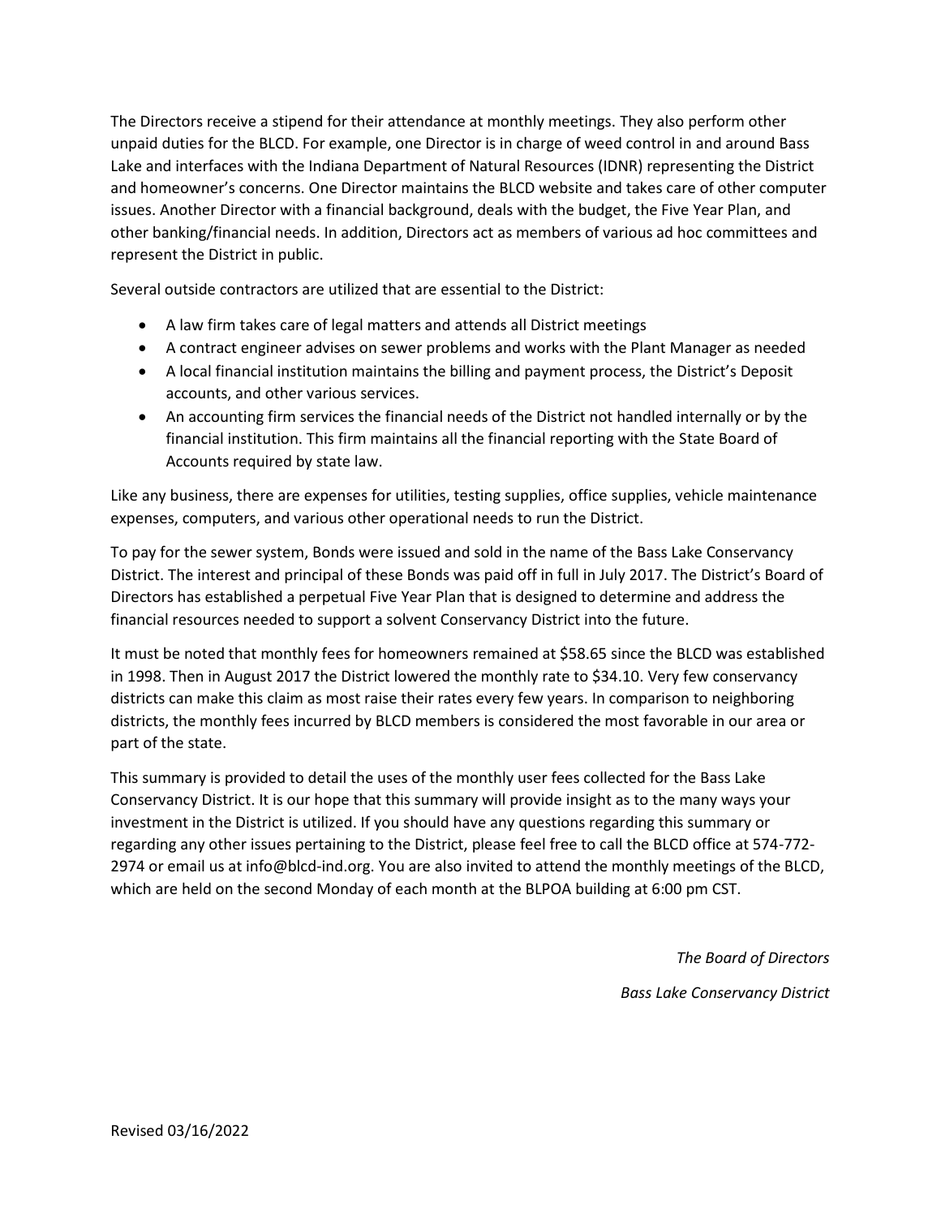The Directors receive a stipend for their attendance at monthly meetings. They also perform other unpaid duties for the BLCD. For example, one Director is in charge of weed control in and around Bass Lake and interfaces with the Indiana Department of Natural Resources (IDNR) representing the District and homeowner's concerns. One Director maintains the BLCD website and takes care of other computer issues. Another Director with a financial background, deals with the budget, the Five Year Plan, and other banking/financial needs. In addition, Directors act as members of various ad hoc committees and represent the District in public.

Several outside contractors are utilized that are essential to the District:

- A law firm takes care of legal matters and attends all District meetings
- A contract engineer advises on sewer problems and works with the Plant Manager as needed
- A local financial institution maintains the billing and payment process, the District's Deposit accounts, and other various services.
- An accounting firm services the financial needs of the District not handled internally or by the financial institution. This firm maintains all the financial reporting with the State Board of Accounts required by state law.

Like any business, there are expenses for utilities, testing supplies, office supplies, vehicle maintenance expenses, computers, and various other operational needs to run the District.

To pay for the sewer system, Bonds were issued and sold in the name of the Bass Lake Conservancy District. The interest and principal of these Bonds was paid off in full in July 2017. The District's Board of Directors has established a perpetual Five Year Plan that is designed to determine and address the financial resources needed to support a solvent Conservancy District into the future.

It must be noted that monthly fees for homeowners remained at $58.65 since the BLCD was established in 1998. Then in August 2017 the District lowered the monthly rate to $34.10. Very few conservancy districts can make this claim as most raise their rates every few years. In comparison to neighboring districts, the monthly fees incurred by BLCD members is considered the most favorable in our area or part of the state.

This summary is provided to detail the uses of the monthly user fees collected for the Bass Lake Conservancy District. It is our hope that this summary will provide insight as to the many ways your investment in the District is utilized. If you should have any questions regarding this summary or regarding any other issues pertaining to the District, please feel free to call the BLCD office at 574-772-2974 or email us at info@blcd-ind.org. You are also invited to attend the monthly meetings of the BLCD, which are held on the second Monday of each month at the BLPOA building at 6:00 pm CST.

*The Board of Directors*

*Bass Lake Conservancy District*

Revised 03/16/2022